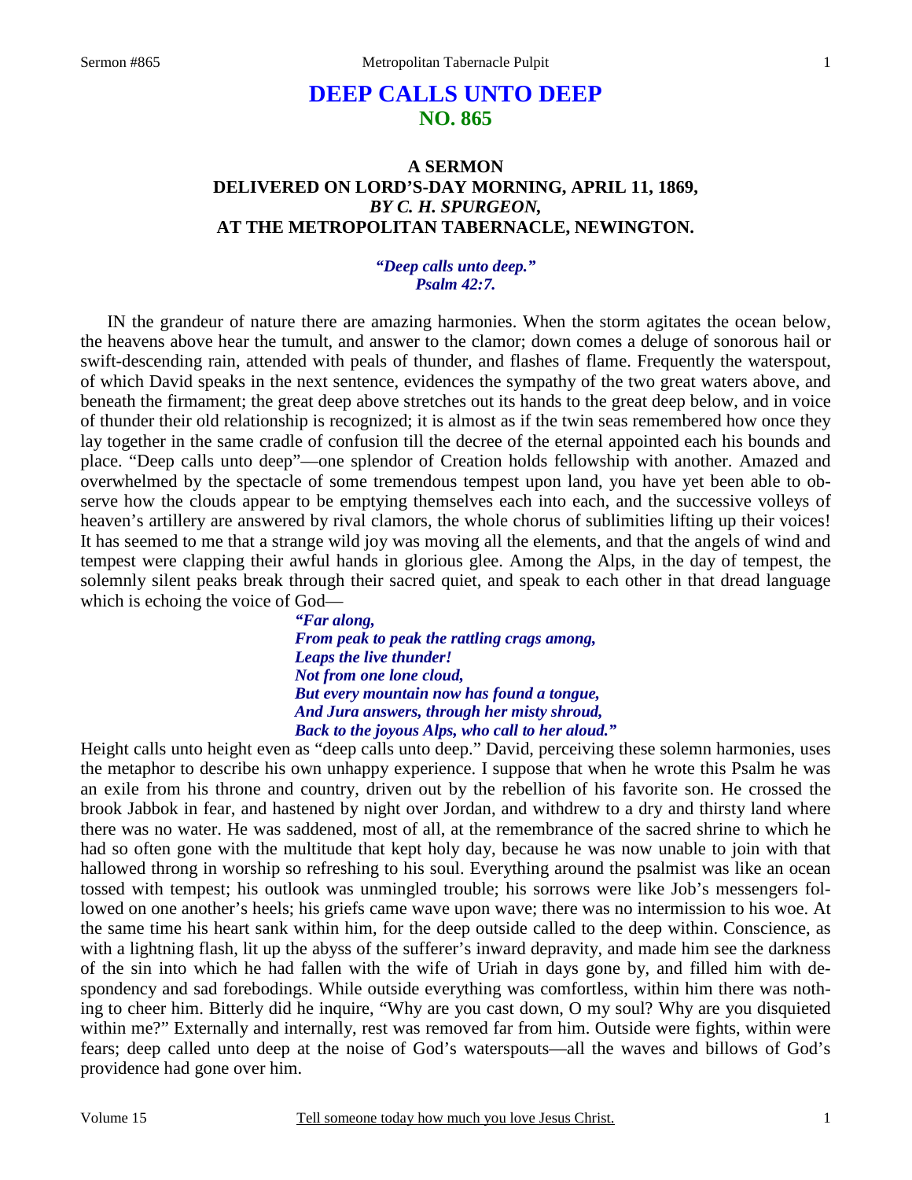# DEEP CALLS UNTO DEEP
## NO. 865

### A SERMON
### DELIVERED ON LORD'S-DAY MORNING, APRIL 11, 1869,
### *BY C. H. SPURGEON,*
### AT THE METROPOLITAN TABERNACLE, NEWINGTON.

*"Deep calls unto deep."*
*Psalm 42:7.*

IN the grandeur of nature there are amazing harmonies. When the storm agitates the ocean below, the heavens above hear the tumult, and answer to the clamor; down comes a deluge of sonorous hail or swift-descending rain, attended with peals of thunder, and flashes of flame. Frequently the waterspout, of which David speaks in the next sentence, evidences the sympathy of the two great waters above, and beneath the firmament; the great deep above stretches out its hands to the great deep below, and in voice of thunder their old relationship is recognized; it is almost as if the twin seas remembered how once they lay together in the same cradle of confusion till the decree of the eternal appointed each his bounds and place. "Deep calls unto deep"—one splendor of Creation holds fellowship with another. Amazed and overwhelmed by the spectacle of some tremendous tempest upon land, you have yet been able to observe how the clouds appear to be emptying themselves each into each, and the successive volleys of heaven's artillery are answered by rival clamors, the whole chorus of sublimities lifting up their voices! It has seemed to me that a strange wild joy was moving all the elements, and that the angels of wind and tempest were clapping their awful hands in glorious glee. Among the Alps, in the day of tempest, the solemnly silent peaks break through their sacred quiet, and speak to each other in that dread language which is echoing the voice of God—

> *"Far along,*
> *From peak to peak the rattling crags among,*
> *Leaps the live thunder!*
> *Not from one lone cloud,*
> *But every mountain now has found a tongue,*
> *And Jura answers, through her misty shroud,*
> *Back to the joyous Alps, who call to her aloud."*

Height calls unto height even as "deep calls unto deep." David, perceiving these solemn harmonies, uses the metaphor to describe his own unhappy experience. I suppose that when he wrote this Psalm he was an exile from his throne and country, driven out by the rebellion of his favorite son. He crossed the brook Jabbok in fear, and hastened by night over Jordan, and withdrew to a dry and thirsty land where there was no water. He was saddened, most of all, at the remembrance of the sacred shrine to which he had so often gone with the multitude that kept holy day, because he was now unable to join with that hallowed throng in worship so refreshing to his soul. Everything around the psalmist was like an ocean tossed with tempest; his outlook was unmingled trouble; his sorrows were like Job's messengers followed on one another's heels; his griefs came wave upon wave; there was no intermission to his woe. At the same time his heart sank within him, for the deep outside called to the deep within. Conscience, as with a lightning flash, lit up the abyss of the sufferer's inward depravity, and made him see the darkness of the sin into which he had fallen with the wife of Uriah in days gone by, and filled him with despondency and sad forebodings. While outside everything was comfortless, within him there was nothing to cheer him. Bitterly did he inquire, "Why are you cast down, O my soul? Why are you disquieted within me?" Externally and internally, rest was removed far from him. Outside were fights, within were fears; deep called unto deep at the noise of God's waterspouts—all the waves and billows of God's providence had gone over him.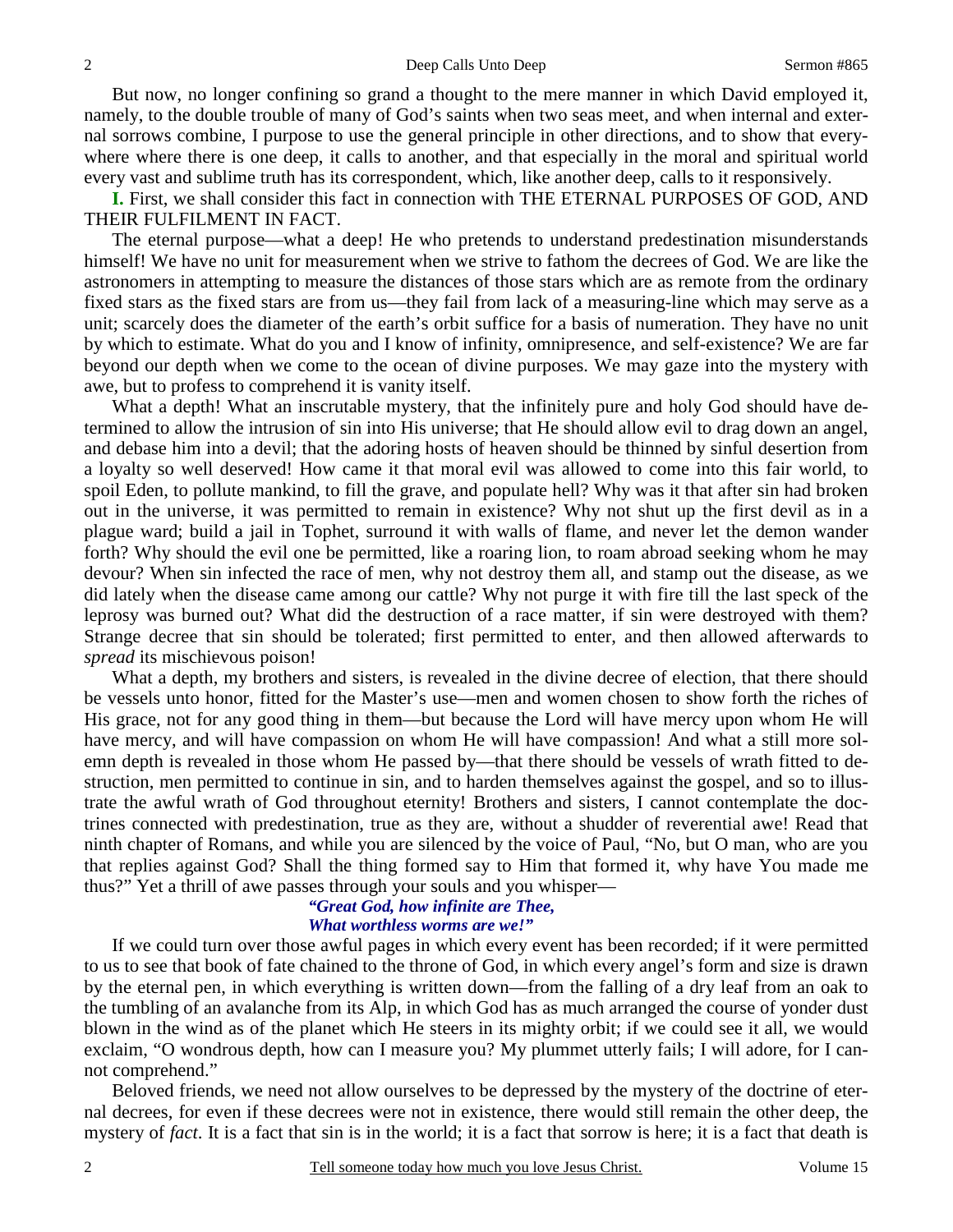But now, no longer confining so grand a thought to the mere manner in which David employed it, namely, to the double trouble of many of God's saints when two seas meet, and when internal and external sorrows combine, I purpose to use the general principle in other directions, and to show that everywhere where there is one deep, it calls to another, and that especially in the moral and spiritual world every vast and sublime truth has its correspondent, which, like another deep, calls to it responsively.

**I.** First, we shall consider this fact in connection with THE ETERNAL PURPOSES OF GOD, AND THEIR FULFILMENT IN FACT.

The eternal purpose—what a deep! He who pretends to understand predestination misunderstands himself! We have no unit for measurement when we strive to fathom the decrees of God. We are like the astronomers in attempting to measure the distances of those stars which are as remote from the ordinary fixed stars as the fixed stars are from us—they fail from lack of a measuring-line which may serve as a unit; scarcely does the diameter of the earth's orbit suffice for a basis of numeration. They have no unit by which to estimate. What do you and I know of infinity, omnipresence, and self-existence? We are far beyond our depth when we come to the ocean of divine purposes. We may gaze into the mystery with awe, but to profess to comprehend it is vanity itself.

What a depth! What an inscrutable mystery, that the infinitely pure and holy God should have determined to allow the intrusion of sin into His universe; that He should allow evil to drag down an angel, and debase him into a devil; that the adoring hosts of heaven should be thinned by sinful desertion from a loyalty so well deserved! How came it that moral evil was allowed to come into this fair world, to spoil Eden, to pollute mankind, to fill the grave, and populate hell? Why was it that after sin had broken out in the universe, it was permitted to remain in existence? Why not shut up the first devil as in a plague ward; build a jail in Tophet, surround it with walls of flame, and never let the demon wander forth? Why should the evil one be permitted, like a roaring lion, to roam abroad seeking whom he may devour? When sin infected the race of men, why not destroy them all, and stamp out the disease, as we did lately when the disease came among our cattle? Why not purge it with fire till the last speck of the leprosy was burned out? What did the destruction of a race matter, if sin were destroyed with them? Strange decree that sin should be tolerated; first permitted to enter, and then allowed afterwards to *spread* its mischievous poison!

What a depth, my brothers and sisters, is revealed in the divine decree of election, that there should be vessels unto honor, fitted for the Master's use—men and women chosen to show forth the riches of His grace, not for any good thing in them—but because the Lord will have mercy upon whom He will have mercy, and will have compassion on whom He will have compassion! And what a still more solemn depth is revealed in those whom He passed by—that there should be vessels of wrath fitted to destruction, men permitted to continue in sin, and to harden themselves against the gospel, and so to illustrate the awful wrath of God throughout eternity! Brothers and sisters, I cannot contemplate the doctrines connected with predestination, true as they are, without a shudder of reverential awe! Read that ninth chapter of Romans, and while you are silenced by the voice of Paul, "No, but O man, who are you that replies against God? Shall the thing formed say to Him that formed it, why have You made me thus?" Yet a thrill of awe passes through your souls and you whisper—

> ***"Great God, how infinite are Thee,***
> ***What worthless worms are we!"***

If we could turn over those awful pages in which every event has been recorded; if it were permitted to us to see that book of fate chained to the throne of God, in which every angel's form and size is drawn by the eternal pen, in which everything is written down—from the falling of a dry leaf from an oak to the tumbling of an avalanche from its Alp, in which God has as much arranged the course of yonder dust blown in the wind as of the planet which He steers in its mighty orbit; if we could see it all, we would exclaim, "O wondrous depth, how can I measure you? My plummet utterly fails; I will adore, for I cannot comprehend."

Beloved friends, we need not allow ourselves to be depressed by the mystery of the doctrine of eternal decrees, for even if these decrees were not in existence, there would still remain the other deep, the mystery of *fact*. It is a fact that sin is in the world; it is a fact that sorrow is here; it is a fact that death is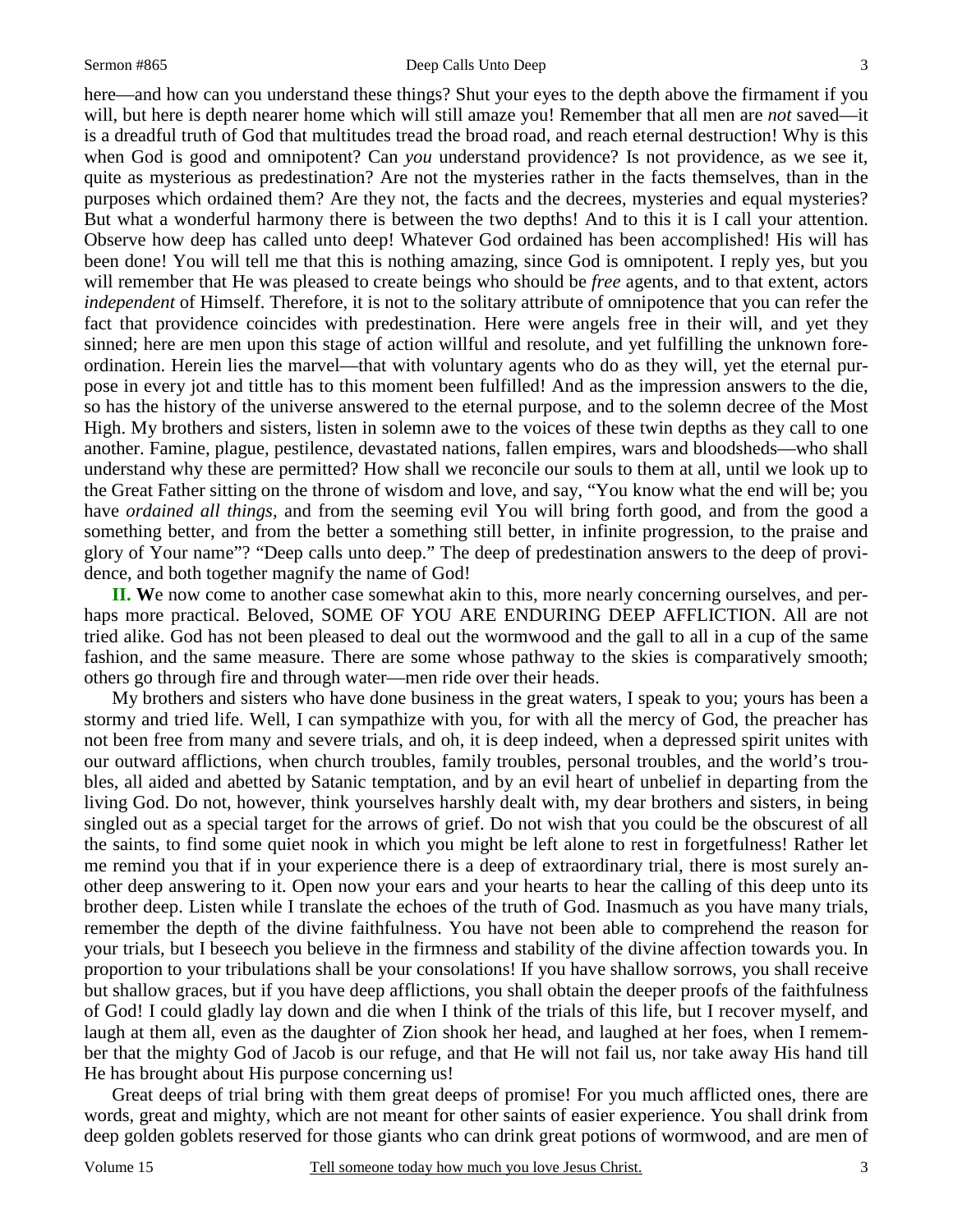here—and how can you understand these things? Shut your eyes to the depth above the firmament if you will, but here is depth nearer home which will still amaze you! Remember that all men are *not* saved—it is a dreadful truth of God that multitudes tread the broad road, and reach eternal destruction! Why is this when God is good and omnipotent? Can *you* understand providence? Is not providence, as we see it, quite as mysterious as predestination? Are not the mysteries rather in the facts themselves, than in the purposes which ordained them? Are they not, the facts and the decrees, mysteries and equal mysteries? But what a wonderful harmony there is between the two depths! And to this it is I call your attention. Observe how deep has called unto deep! Whatever God ordained has been accomplished! His will has been done! You will tell me that this is nothing amazing, since God is omnipotent. I reply yes, but you will remember that He was pleased to create beings who should be *free* agents, and to that extent, actors *independent* of Himself. Therefore, it is not to the solitary attribute of omnipotence that you can refer the fact that providence coincides with predestination. Here were angels free in their will, and yet they sinned; here are men upon this stage of action willful and resolute, and yet fulfilling the unknown fore-ordination. Herein lies the marvel—that with voluntary agents who do as they will, yet the eternal purpose in every jot and tittle has to this moment been fulfilled! And as the impression answers to the die, so has the history of the universe answered to the eternal purpose, and to the solemn decree of the Most High. My brothers and sisters, listen in solemn awe to the voices of these twin depths as they call to one another. Famine, plague, pestilence, devastated nations, fallen empires, wars and bloodsheds—who shall understand why these are permitted? How shall we reconcile our souls to them at all, until we look up to the Great Father sitting on the throne of wisdom and love, and say, "You know what the end will be; you have *ordained all things*, and from the seeming evil You will bring forth good, and from the good a something better, and from the better a something still better, in infinite progression, to the praise and glory of Your name"? "Deep calls unto deep." The deep of predestination answers to the deep of providence, and both together magnify the name of God!

**II. W**e now come to another case somewhat akin to this, more nearly concerning ourselves, and perhaps more practical. Beloved, SOME OF YOU ARE ENDURING DEEP AFFLICTION. All are not tried alike. God has not been pleased to deal out the wormwood and the gall to all in a cup of the same fashion, and the same measure. There are some whose pathway to the skies is comparatively smooth; others go through fire and through water—men ride over their heads.

My brothers and sisters who have done business in the great waters, I speak to you; yours has been a stormy and tried life. Well, I can sympathize with you, for with all the mercy of God, the preacher has not been free from many and severe trials, and oh, it is deep indeed, when a depressed spirit unites with our outward afflictions, when church troubles, family troubles, personal troubles, and the world's troubles, all aided and abetted by Satanic temptation, and by an evil heart of unbelief in departing from the living God. Do not, however, think yourselves harshly dealt with, my dear brothers and sisters, in being singled out as a special target for the arrows of grief. Do not wish that you could be the obscurest of all the saints, to find some quiet nook in which you might be left alone to rest in forgetfulness! Rather let me remind you that if in your experience there is a deep of extraordinary trial, there is most surely another deep answering to it. Open now your ears and your hearts to hear the calling of this deep unto its brother deep. Listen while I translate the echoes of the truth of God. Inasmuch as you have many trials, remember the depth of the divine faithfulness. You have not been able to comprehend the reason for your trials, but I beseech you believe in the firmness and stability of the divine affection towards you. In proportion to your tribulations shall be your consolations! If you have shallow sorrows, you shall receive but shallow graces, but if you have deep afflictions, you shall obtain the deeper proofs of the faithfulness of God! I could gladly lay down and die when I think of the trials of this life, but I recover myself, and laugh at them all, even as the daughter of Zion shook her head, and laughed at her foes, when I remember that the mighty God of Jacob is our refuge, and that He will not fail us, nor take away His hand till He has brought about His purpose concerning us!

Great deeps of trial bring with them great deeps of promise! For you much afflicted ones, there are words, great and mighty, which are not meant for other saints of easier experience. You shall drink from deep golden goblets reserved for those giants who can drink great potions of wormwood, and are men of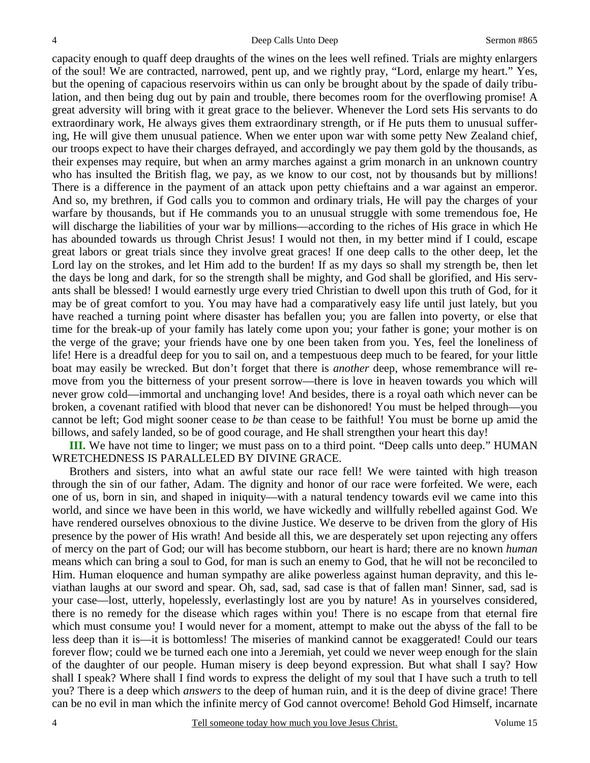capacity enough to quaff deep draughts of the wines on the lees well refined. Trials are mighty enlargers of the soul! We are contracted, narrowed, pent up, and we rightly pray, "Lord, enlarge my heart." Yes, but the opening of capacious reservoirs within us can only be brought about by the spade of daily tribulation, and then being dug out by pain and trouble, there becomes room for the overflowing promise! A great adversity will bring with it great grace to the believer. Whenever the Lord sets His servants to do extraordinary work, He always gives them extraordinary strength, or if He puts them to unusual suffering, He will give them unusual patience. When we enter upon war with some petty New Zealand chief, our troops expect to have their charges defrayed, and accordingly we pay them gold by the thousands, as their expenses may require, but when an army marches against a grim monarch in an unknown country who has insulted the British flag, we pay, as we know to our cost, not by thousands but by millions! There is a difference in the payment of an attack upon petty chieftains and a war against an emperor. And so, my brethren, if God calls you to common and ordinary trials, He will pay the charges of your warfare by thousands, but if He commands you to an unusual struggle with some tremendous foe, He will discharge the liabilities of your war by millions—according to the riches of His grace in which He has abounded towards us through Christ Jesus! I would not then, in my better mind if I could, escape great labors or great trials since they involve great graces! If one deep calls to the other deep, let the Lord lay on the strokes, and let Him add to the burden! If as my days so shall my strength be, then let the days be long and dark, for so the strength shall be mighty, and God shall be glorified, and His servants shall be blessed! I would earnestly urge every tried Christian to dwell upon this truth of God, for it may be of great comfort to you. You may have had a comparatively easy life until just lately, but you have reached a turning point where disaster has befallen you; you are fallen into poverty, or else that time for the break-up of your family has lately come upon you; your father is gone; your mother is on the verge of the grave; your friends have one by one been taken from you. Yes, feel the loneliness of life! Here is a dreadful deep for you to sail on, and a tempestuous deep much to be feared, for your little boat may easily be wrecked. But don't forget that there is *another* deep, whose remembrance will remove from you the bitterness of your present sorrow—there is love in heaven towards you which will never grow cold—immortal and unchanging love! And besides, there is a royal oath which never can be broken, a covenant ratified with blood that never can be dishonored! You must be helped through—you cannot be left; God might sooner cease to *be* than cease to be faithful! You must be borne up amid the billows, and safely landed, so be of good courage, and He shall strengthen your heart this day!

**III.** We have not time to linger; we must pass on to a third point. "Deep calls unto deep." HUMAN WRETCHEDNESS IS PARALLELED BY DIVINE GRACE.

Brothers and sisters, into what an awful state our race fell! We were tainted with high treason through the sin of our father, Adam. The dignity and honor of our race were forfeited. We were, each one of us, born in sin, and shaped in iniquity—with a natural tendency towards evil we came into this world, and since we have been in this world, we have wickedly and willfully rebelled against God. We have rendered ourselves obnoxious to the divine Justice. We deserve to be driven from the glory of His presence by the power of His wrath! And beside all this, we are desperately set upon rejecting any offers of mercy on the part of God; our will has become stubborn, our heart is hard; there are no known *human* means which can bring a soul to God, for man is such an enemy to God, that he will not be reconciled to Him. Human eloquence and human sympathy are alike powerless against human depravity, and this leviathan laughs at our sword and spear. Oh, sad, sad, sad case is that of fallen man! Sinner, sad, sad is your case—lost, utterly, hopelessly, everlastingly lost are you by nature! As in yourselves considered, there is no remedy for the disease which rages within you! There is no escape from that eternal fire which must consume you! I would never for a moment, attempt to make out the abyss of the fall to be less deep than it is—it is bottomless! The miseries of mankind cannot be exaggerated! Could our tears forever flow; could we be turned each one into a Jeremiah, yet could we never weep enough for the slain of the daughter of our people. Human misery is deep beyond expression. But what shall I say? How shall I speak? Where shall I find words to express the delight of my soul that I have such a truth to tell you? There is a deep which *answers* to the deep of human ruin, and it is the deep of divine grace! There can be no evil in man which the infinite mercy of God cannot overcome! Behold God Himself, incarnate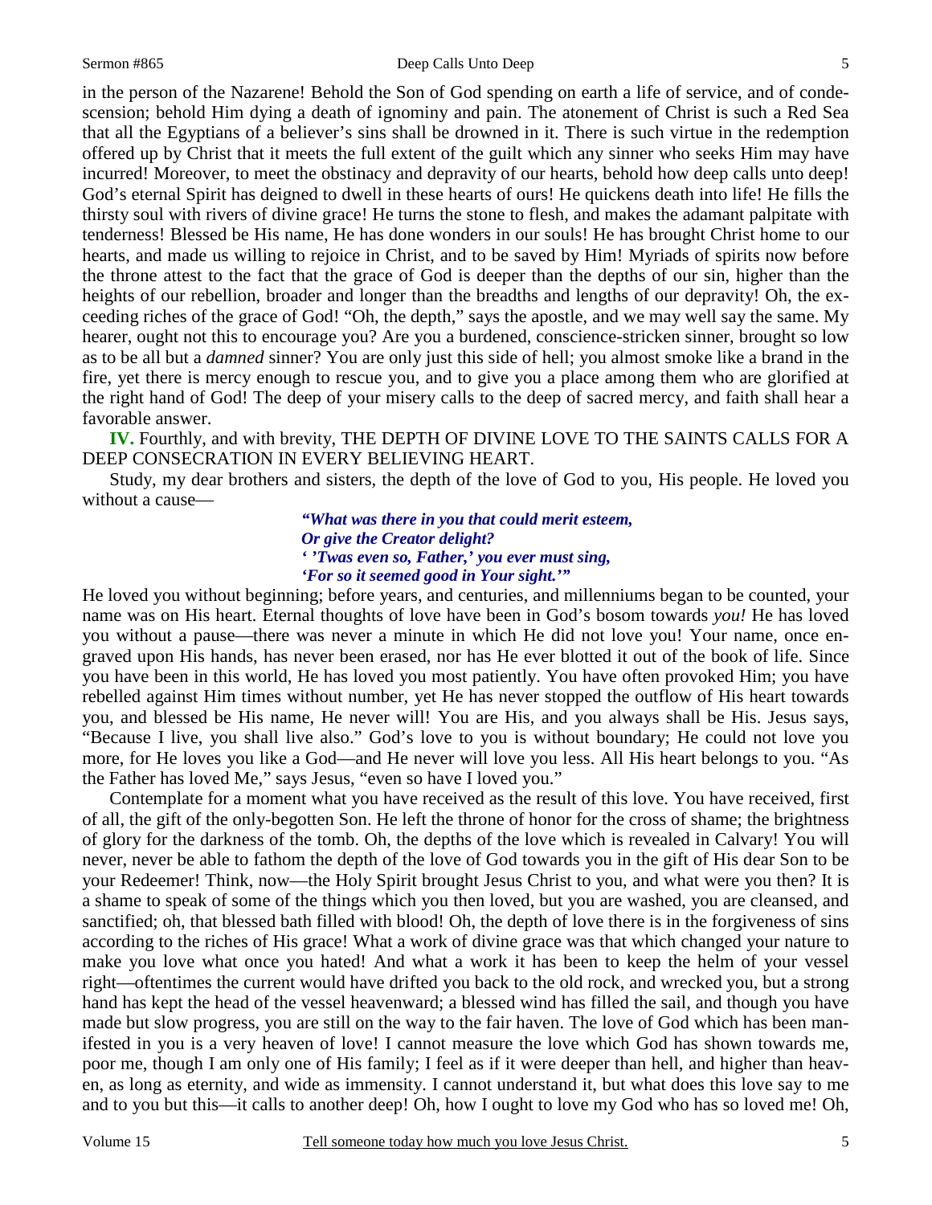in the person of the Nazarene! Behold the Son of God spending on earth a life of service, and of condescension; behold Him dying a death of ignominy and pain. The atonement of Christ is such a Red Sea that all the Egyptians of a believer's sins shall be drowned in it. There is such virtue in the redemption offered up by Christ that it meets the full extent of the guilt which any sinner who seeks Him may have incurred! Moreover, to meet the obstinacy and depravity of our hearts, behold how deep calls unto deep! God's eternal Spirit has deigned to dwell in these hearts of ours! He quickens death into life! He fills the thirsty soul with rivers of divine grace! He turns the stone to flesh, and makes the adamant palpitate with tenderness! Blessed be His name, He has done wonders in our souls! He has brought Christ home to our hearts, and made us willing to rejoice in Christ, and to be saved by Him! Myriads of spirits now before the throne attest to the fact that the grace of God is deeper than the depths of our sin, higher than the heights of our rebellion, broader and longer than the breadths and lengths of our depravity! Oh, the exceeding riches of the grace of God! "Oh, the depth," says the apostle, and we may well say the same. My hearer, ought not this to encourage you? Are you a burdened, conscience-stricken sinner, brought so low as to be all but a *damned* sinner? You are only just this side of hell; you almost smoke like a brand in the fire, yet there is mercy enough to rescue you, and to give you a place among them who are glorified at the right hand of God! The deep of your misery calls to the deep of sacred mercy, and faith shall hear a favorable answer.

**IV.** Fourthly, and with brevity, THE DEPTH OF DIVINE LOVE TO THE SAINTS CALLS FOR A DEEP CONSECRATION IN EVERY BELIEVING HEART.

Study, my dear brothers and sisters, the depth of the love of God to you, His people. He loved you without a cause—

> ***"What was there in you that could merit esteem,***
> ***Or give the Creator delight?***
> ***' 'Twas even so, Father,' you ever must sing,***
> ***'For so it seemed good in Your sight.'"***

He loved you without beginning; before years, and centuries, and millenniums began to be counted, your name was on His heart. Eternal thoughts of love have been in God's bosom towards *you!* He has loved you without a pause—there was never a minute in which He did not love you! Your name, once engraved upon His hands, has never been erased, nor has He ever blotted it out of the book of life. Since you have been in this world, He has loved you most patiently. You have often provoked Him; you have rebelled against Him times without number, yet He has never stopped the outflow of His heart towards you, and blessed be His name, He never will! You are His, and you always shall be His. Jesus says, "Because I live, you shall live also." God's love to you is without boundary; He could not love you more, for He loves you like a God—and He never will love you less. All His heart belongs to you. "As the Father has loved Me," says Jesus, "even so have I loved you."

Contemplate for a moment what you have received as the result of this love. You have received, first of all, the gift of the only-begotten Son. He left the throne of honor for the cross of shame; the brightness of glory for the darkness of the tomb. Oh, the depths of the love which is revealed in Calvary! You will never, never be able to fathom the depth of the love of God towards you in the gift of His dear Son to be your Redeemer! Think, now—the Holy Spirit brought Jesus Christ to you, and what were you then? It is a shame to speak of some of the things which you then loved, but you are washed, you are cleansed, and sanctified; oh, that blessed bath filled with blood! Oh, the depth of love there is in the forgiveness of sins according to the riches of His grace! What a work of divine grace was that which changed your nature to make you love what once you hated! And what a work it has been to keep the helm of your vessel right—oftentimes the current would have drifted you back to the old rock, and wrecked you, but a strong hand has kept the head of the vessel heavenward; a blessed wind has filled the sail, and though you have made but slow progress, you are still on the way to the fair haven. The love of God which has been manifested in you is a very heaven of love! I cannot measure the love which God has shown towards me, poor me, though I am only one of His family; I feel as if it were deeper than hell, and higher than heaven, as long as eternity, and wide as immensity. I cannot understand it, but what does this love say to me and to you but this—it calls to another deep! Oh, how I ought to love my God who has so loved me! Oh,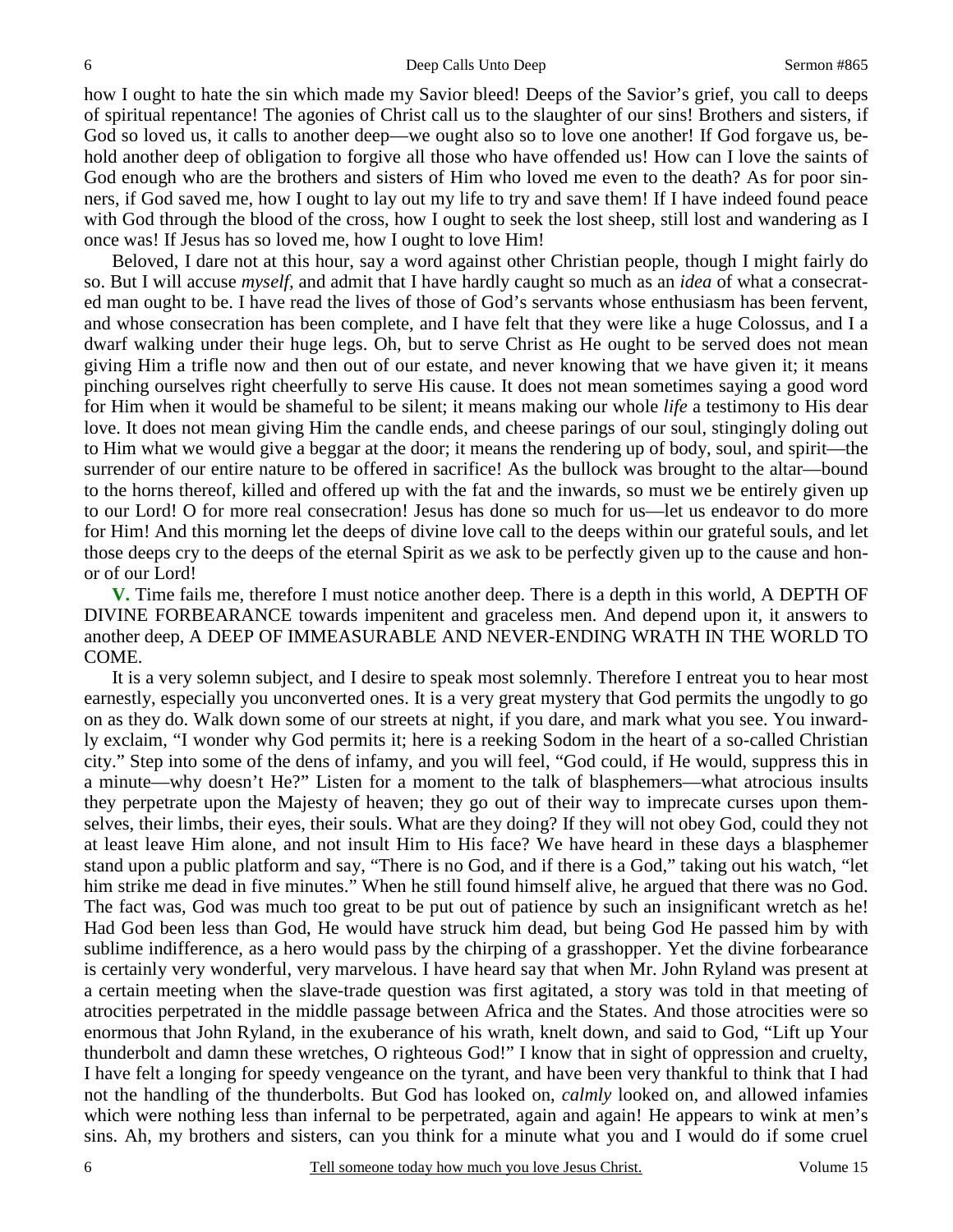how I ought to hate the sin which made my Savior bleed! Deeps of the Savior's grief, you call to deeps of spiritual repentance! The agonies of Christ call us to the slaughter of our sins! Brothers and sisters, if God so loved us, it calls to another deep—we ought also so to love one another! If God forgave us, behold another deep of obligation to forgive all those who have offended us! How can I love the saints of God enough who are the brothers and sisters of Him who loved me even to the death? As for poor sinners, if God saved me, how I ought to lay out my life to try and save them! If I have indeed found peace with God through the blood of the cross, how I ought to seek the lost sheep, still lost and wandering as I once was! If Jesus has so loved me, how I ought to love Him!

Beloved, I dare not at this hour, say a word against other Christian people, though I might fairly do so. But I will accuse *myself,* and admit that I have hardly caught so much as an *idea* of what a consecrated man ought to be. I have read the lives of those of God's servants whose enthusiasm has been fervent, and whose consecration has been complete, and I have felt that they were like a huge Colossus, and I a dwarf walking under their huge legs. Oh, but to serve Christ as He ought to be served does not mean giving Him a trifle now and then out of our estate, and never knowing that we have given it; it means pinching ourselves right cheerfully to serve His cause. It does not mean sometimes saying a good word for Him when it would be shameful to be silent; it means making our whole *life* a testimony to His dear love. It does not mean giving Him the candle ends, and cheese parings of our soul, stingingly doling out to Him what we would give a beggar at the door; it means the rendering up of body, soul, and spirit—the surrender of our entire nature to be offered in sacrifice! As the bullock was brought to the altar—bound to the horns thereof, killed and offered up with the fat and the inwards, so must we be entirely given up to our Lord! O for more real consecration! Jesus has done so much for us—let us endeavor to do more for Him! And this morning let the deeps of divine love call to the deeps within our grateful souls, and let those deeps cry to the deeps of the eternal Spirit as we ask to be perfectly given up to the cause and honor of our Lord!

**V.** Time fails me, therefore I must notice another deep. There is a depth in this world, A DEPTH OF DIVINE FORBEARANCE towards impenitent and graceless men. And depend upon it, it answers to another deep, A DEEP OF IMMEASURABLE AND NEVER-ENDING WRATH IN THE WORLD TO COME.

It is a very solemn subject, and I desire to speak most solemnly. Therefore I entreat you to hear most earnestly, especially you unconverted ones. It is a very great mystery that God permits the ungodly to go on as they do. Walk down some of our streets at night, if you dare, and mark what you see. You inwardly exclaim, "I wonder why God permits it; here is a reeking Sodom in the heart of a so-called Christian city." Step into some of the dens of infamy, and you will feel, "God could, if He would, suppress this in a minute—why doesn't He?" Listen for a moment to the talk of blasphemers—what atrocious insults they perpetrate upon the Majesty of heaven; they go out of their way to imprecate curses upon themselves, their limbs, their eyes, their souls. What are they doing? If they will not obey God, could they not at least leave Him alone, and not insult Him to His face? We have heard in these days a blasphemer stand upon a public platform and say, "There is no God, and if there is a God," taking out his watch, "let him strike me dead in five minutes." When he still found himself alive, he argued that there was no God. The fact was, God was much too great to be put out of patience by such an insignificant wretch as he! Had God been less than God, He would have struck him dead, but being God He passed him by with sublime indifference, as a hero would pass by the chirping of a grasshopper. Yet the divine forbearance is certainly very wonderful, very marvelous. I have heard say that when Mr. John Ryland was present at a certain meeting when the slave-trade question was first agitated, a story was told in that meeting of atrocities perpetrated in the middle passage between Africa and the States. And those atrocities were so enormous that John Ryland, in the exuberance of his wrath, knelt down, and said to God, "Lift up Your thunderbolt and damn these wretches, O righteous God!" I know that in sight of oppression and cruelty, I have felt a longing for speedy vengeance on the tyrant, and have been very thankful to think that I had not the handling of the thunderbolts. But God has looked on, *calmly* looked on, and allowed infamies which were nothing less than infernal to be perpetrated, again and again! He appears to wink at men's sins. Ah, my brothers and sisters, can you think for a minute what you and I would do if some cruel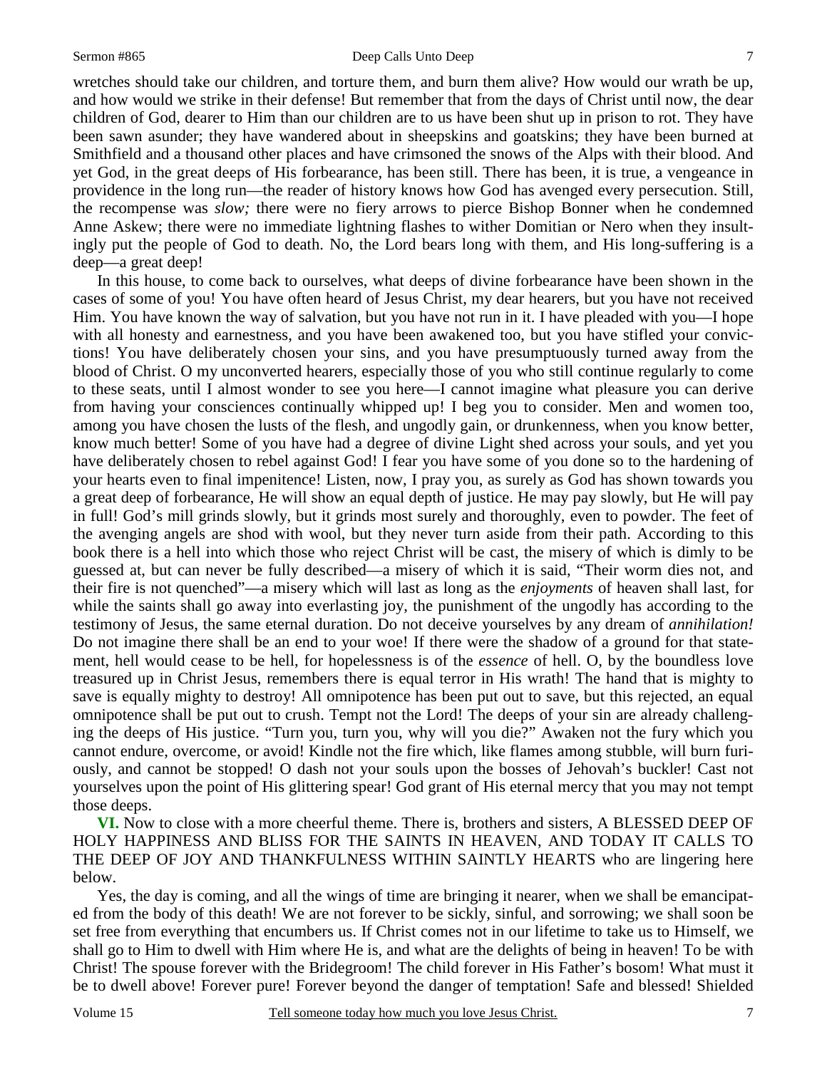wretches should take our children, and torture them, and burn them alive? How would our wrath be up, and how would we strike in their defense! But remember that from the days of Christ until now, the dear children of God, dearer to Him than our children are to us have been shut up in prison to rot. They have been sawn asunder; they have wandered about in sheepskins and goatskins; they have been burned at Smithfield and a thousand other places and have crimsoned the snows of the Alps with their blood. And yet God, in the great deeps of His forbearance, has been still. There has been, it is true, a vengeance in providence in the long run—the reader of history knows how God has avenged every persecution. Still, the recompense was *slow;* there were no fiery arrows to pierce Bishop Bonner when he condemned Anne Askew; there were no immediate lightning flashes to wither Domitian or Nero when they insultingly put the people of God to death. No, the Lord bears long with them, and His long-suffering is a deep—a great deep!

In this house, to come back to ourselves, what deeps of divine forbearance have been shown in the cases of some of you! You have often heard of Jesus Christ, my dear hearers, but you have not received Him. You have known the way of salvation, but you have not run in it. I have pleaded with you—I hope with all honesty and earnestness, and you have been awakened too, but you have stifled your convictions! You have deliberately chosen your sins, and you have presumptuously turned away from the blood of Christ. O my unconverted hearers, especially those of you who still continue regularly to come to these seats, until I almost wonder to see you here—I cannot imagine what pleasure you can derive from having your consciences continually whipped up! I beg you to consider. Men and women too, among you have chosen the lusts of the flesh, and ungodly gain, or drunkenness, when you know better, know much better! Some of you have had a degree of divine Light shed across your souls, and yet you have deliberately chosen to rebel against God! I fear you have some of you done so to the hardening of your hearts even to final impenitence! Listen, now, I pray you, as surely as God has shown towards you a great deep of forbearance, He will show an equal depth of justice. He may pay slowly, but He will pay in full! God's mill grinds slowly, but it grinds most surely and thoroughly, even to powder. The feet of the avenging angels are shod with wool, but they never turn aside from their path. According to this book there is a hell into which those who reject Christ will be cast, the misery of which is dimly to be guessed at, but can never be fully described—a misery of which it is said, "Their worm dies not, and their fire is not quenched"—a misery which will last as long as the *enjoyments* of heaven shall last, for while the saints shall go away into everlasting joy, the punishment of the ungodly has according to the testimony of Jesus, the same eternal duration. Do not deceive yourselves by any dream of *annihilation!* Do not imagine there shall be an end to your woe! If there were the shadow of a ground for that statement, hell would cease to be hell, for hopelessness is of the *essence* of hell. O, by the boundless love treasured up in Christ Jesus, remembers there is equal terror in His wrath! The hand that is mighty to save is equally mighty to destroy! All omnipotence has been put out to save, but this rejected, an equal omnipotence shall be put out to crush. Tempt not the Lord! The deeps of your sin are already challenging the deeps of His justice. "Turn you, turn you, why will you die?" Awaken not the fury which you cannot endure, overcome, or avoid! Kindle not the fire which, like flames among stubble, will burn furiously, and cannot be stopped! O dash not your souls upon the bosses of Jehovah's buckler! Cast not yourselves upon the point of His glittering spear! God grant of His eternal mercy that you may not tempt those deeps.

**VI.** Now to close with a more cheerful theme. There is, brothers and sisters, A BLESSED DEEP OF HOLY HAPPINESS AND BLISS FOR THE SAINTS IN HEAVEN, AND TODAY IT CALLS TO THE DEEP OF JOY AND THANKFULNESS WITHIN SAINTLY HEARTS who are lingering here below.

Yes, the day is coming, and all the wings of time are bringing it nearer, when we shall be emancipated from the body of this death! We are not forever to be sickly, sinful, and sorrowing; we shall soon be set free from everything that encumbers us. If Christ comes not in our lifetime to take us to Himself, we shall go to Him to dwell with Him where He is, and what are the delights of being in heaven! To be with Christ! The spouse forever with the Bridegroom! The child forever in His Father's bosom! What must it be to dwell above! Forever pure! Forever beyond the danger of temptation! Safe and blessed! Shielded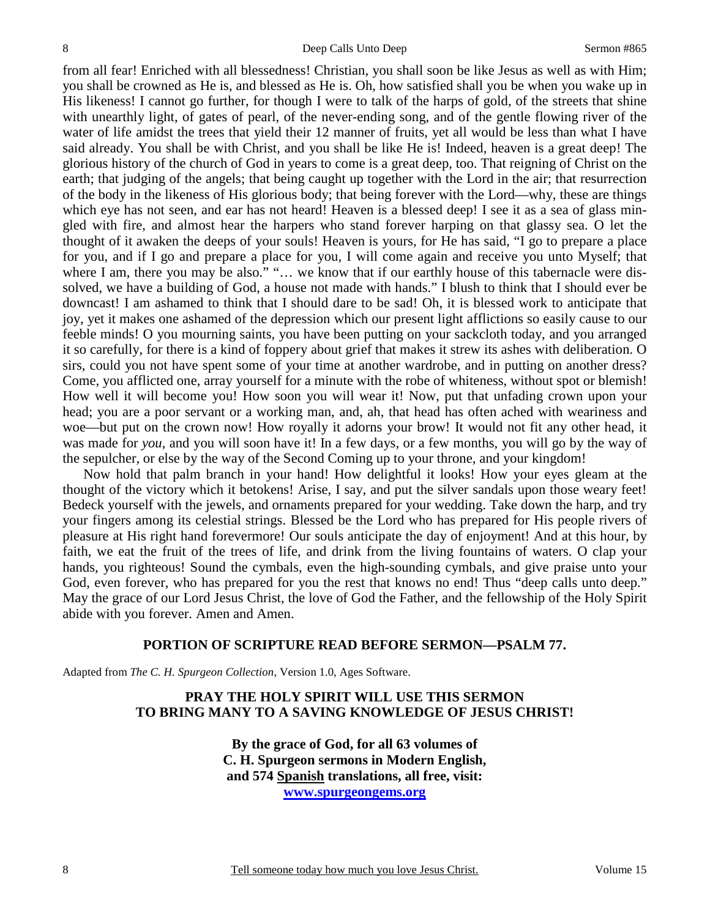from all fear! Enriched with all blessedness! Christian, you shall soon be like Jesus as well as with Him; you shall be crowned as He is, and blessed as He is. Oh, how satisfied shall you be when you wake up in His likeness! I cannot go further, for though I were to talk of the harps of gold, of the streets that shine with unearthly light, of gates of pearl, of the never-ending song, and of the gentle flowing river of the water of life amidst the trees that yield their 12 manner of fruits, yet all would be less than what I have said already. You shall be with Christ, and you shall be like He is! Indeed, heaven is a great deep! The glorious history of the church of God in years to come is a great deep, too. That reigning of Christ on the earth; that judging of the angels; that being caught up together with the Lord in the air; that resurrection of the body in the likeness of His glorious body; that being forever with the Lord—why, these are things which eye has not seen, and ear has not heard! Heaven is a blessed deep! I see it as a sea of glass mingled with fire, and almost hear the harpers who stand forever harping on that glassy sea. O let the thought of it awaken the deeps of your souls! Heaven is yours, for He has said, "I go to prepare a place for you, and if I go and prepare a place for you, I will come again and receive you unto Myself; that where I am, there you may be also." "… we know that if our earthly house of this tabernacle were dissolved, we have a building of God, a house not made with hands." I blush to think that I should ever be downcast! I am ashamed to think that I should dare to be sad! Oh, it is blessed work to anticipate that joy, yet it makes one ashamed of the depression which our present light afflictions so easily cause to our feeble minds! O you mourning saints, you have been putting on your sackcloth today, and you arranged it so carefully, for there is a kind of foppery about grief that makes it strew its ashes with deliberation. O sirs, could you not have spent some of your time at another wardrobe, and in putting on another dress? Come, you afflicted one, array yourself for a minute with the robe of whiteness, without spot or blemish! How well it will become you! How soon you will wear it! Now, put that unfading crown upon your head; you are a poor servant or a working man, and, ah, that head has often ached with weariness and woe—but put on the crown now! How royally it adorns your brow! It would not fit any other head, it was made for *you*, and you will soon have it! In a few days, or a few months, you will go by the way of the sepulcher, or else by the way of the Second Coming up to your throne, and your kingdom!

Now hold that palm branch in your hand! How delightful it looks! How your eyes gleam at the thought of the victory which it betokens! Arise, I say, and put the silver sandals upon those weary feet! Bedeck yourself with the jewels, and ornaments prepared for your wedding. Take down the harp, and try your fingers among its celestial strings. Blessed be the Lord who has prepared for His people rivers of pleasure at His right hand forevermore! Our souls anticipate the day of enjoyment! And at this hour, by faith, we eat the fruit of the trees of life, and drink from the living fountains of waters. O clap your hands, you righteous! Sound the cymbals, even the high-sounding cymbals, and give praise unto your God, even forever, who has prepared for you the rest that knows no end! Thus "deep calls unto deep." May the grace of our Lord Jesus Christ, the love of God the Father, and the fellowship of the Holy Spirit abide with you forever. Amen and Amen.

**PORTION OF SCRIPTURE READ BEFORE SERMON—PSALM 77.**

Adapted from *The C. H. Spurgeon Collection*, Version 1.0, Ages Software.

**PRAY THE HOLY SPIRIT WILL USE THIS SERMON TO BRING MANY TO A SAVING KNOWLEDGE OF JESUS CHRIST!**

**By the grace of God, for all 63 volumes of C. H. Spurgeon sermons in Modern English, and 574 Spanish translations, all free, visit: www.spurgeongems.org**